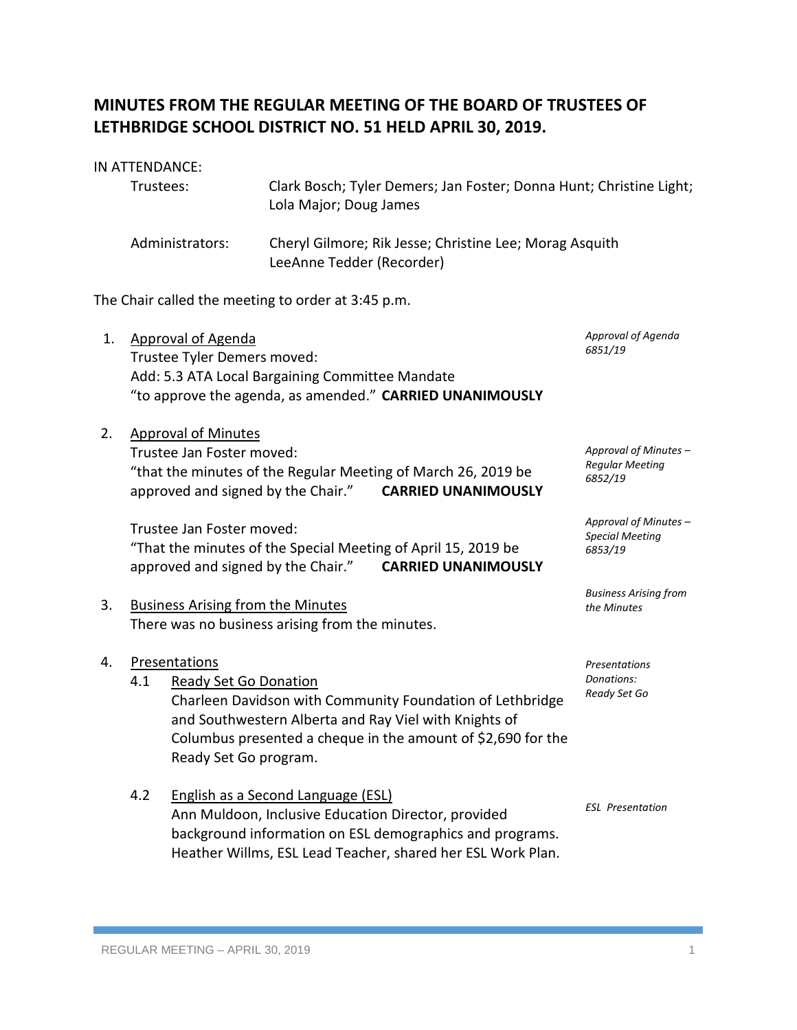# MINUTES FROM THE REGULAR MEETING OF THE BOARD OF TRUSTEES OF LETHBRIDGE SCHOOL DISTRICT NO. 51 HELD APRIL 30, 2019.

IN ATTENDANCE:

Trustees: Clark Bosch; Tyler Demers; Jan Foster; Donna Hunt; Christine Light; Lola Major; Doug James

Administrators: Cheryl Gilmore; Rik Jesse; Christine Lee; Morag Asquith; LeeAnne Tedder (Recorder)

The Chair called the meeting to order at 3:45 p.m.

1. Approval of Agenda

   *Approval of Agenda 6851/19*

   Trustee Tyler Demers moved:
   Add: 5.3 ATA Local Bargaining Committee Mandate
   "to approve the agenda, as amended." **CARRIED UNANIMOUSLY**

2. Approval of Minutes

   *Approval of Minutes – Regular Meeting 6852/19*

   Trustee Jan Foster moved:
   "that the minutes of the Regular Meeting of March 26, 2019 be approved and signed by the Chair." **CARRIED UNANIMOUSLY**

   *Approval of Minutes – Special Meeting 6853/19*

   Trustee Jan Foster moved:
   "That the minutes of the Special Meeting of April 15, 2019 be approved and signed by the Chair." **CARRIED UNANIMOUSLY**

3. Business Arising from the Minutes

   *Business Arising from the Minutes*

   There was no business arising from the minutes.

4. Presentations

   *Presentations Donations: Ready Set Go*

   4.1 Ready Set Go Donation
   Charleen Davidson with Community Foundation of Lethbridge and Southwestern Alberta and Ray Viel with Knights of Columbus presented a cheque in the amount of $2,690 for the Ready Set Go program.

   *ESL Presentation*

   4.2 English as a Second Language (ESL)
   Ann Muldoon, Inclusive Education Director, provided background information on ESL demographics and programs. Heather Willms, ESL Lead Teacher, shared her ESL Work Plan.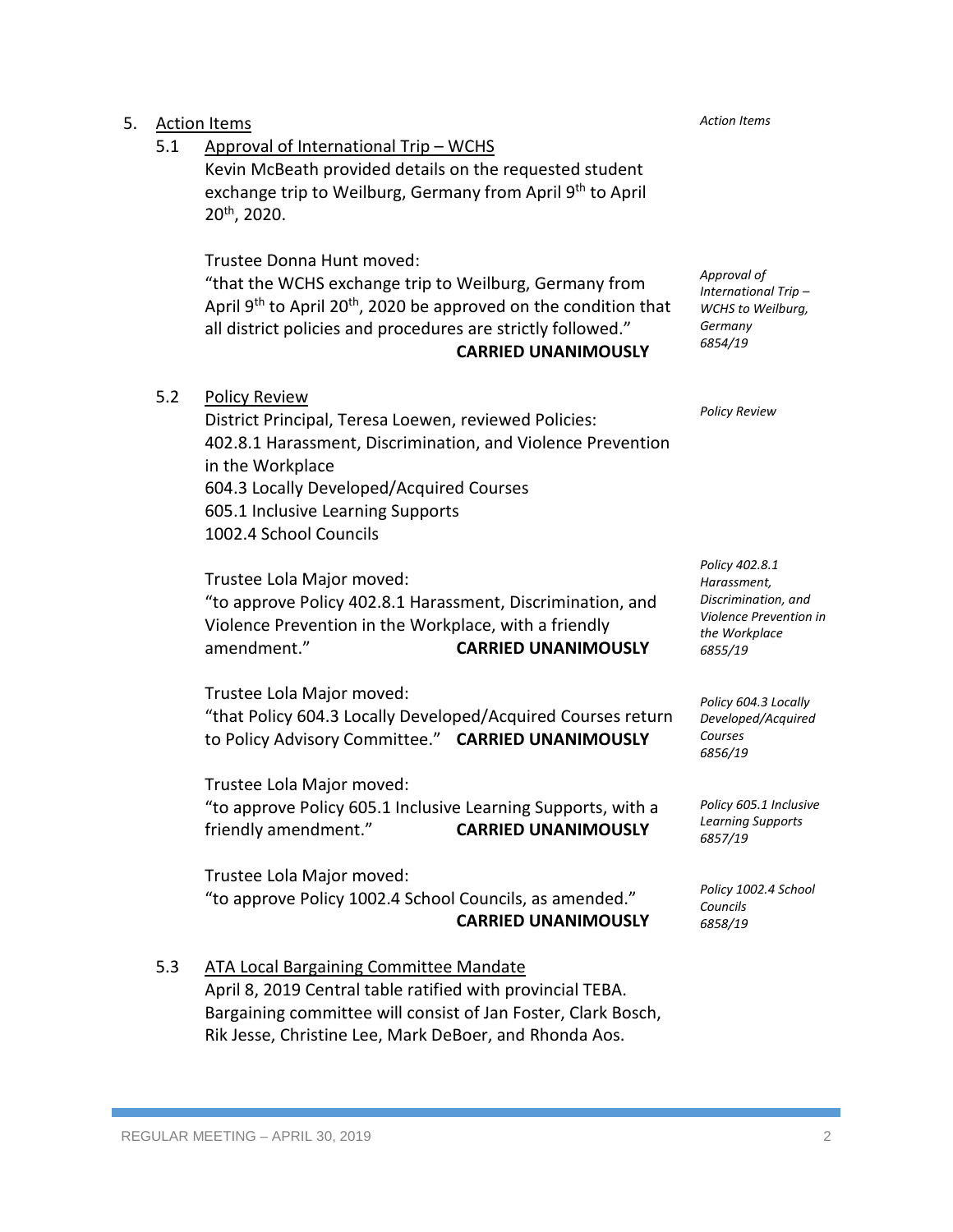5. <u>Action Items</u> *Action Items*

5.1 <u>Approval of International Trip – WCHS</u>

Kevin McBeath provided details on the requested student exchange trip to Weilburg, Germany from April 9th to April 20th, 2020.

Trustee Donna Hunt moved:
"that the WCHS exchange trip to Weilburg, Germany from April 9th to April 20th, 2020 be approved on the condition that all district policies and procedures are strictly followed." **CARRIED UNANIMOUSLY**

*Approval of International Trip – WCHS to Weilburg, Germany 6854/19*

5.2 <u>Policy Review</u> *Policy Review*

District Principal, Teresa Loewen, reviewed Policies:
402.8.1 Harassment, Discrimination, and Violence Prevention in the Workplace
604.3 Locally Developed/Acquired Courses
605.1 Inclusive Learning Supports
1002.4 School Councils

Trustee Lola Major moved:
"to approve Policy 402.8.1 Harassment, Discrimination, and Violence Prevention in the Workplace, with a friendly amendment." **CARRIED UNANIMOUSLY**

*Policy 402.8.1 Harassment, Discrimination, and Violence Prevention in the Workplace 6855/19*

Trustee Lola Major moved:
"that Policy 604.3 Locally Developed/Acquired Courses return to Policy Advisory Committee." **CARRIED UNANIMOUSLY**

*Policy 604.3 Locally Developed/Acquired Courses 6856/19*

Trustee Lola Major moved:
"to approve Policy 605.1 Inclusive Learning Supports, with a friendly amendment." **CARRIED UNANIMOUSLY**

*Policy 605.1 Inclusive Learning Supports 6857/19*

Trustee Lola Major moved:
"to approve Policy 1002.4 School Councils, as amended." **CARRIED UNANIMOUSLY**

*Policy 1002.4 School Councils 6858/19*

5.3 <u>ATA Local Bargaining Committee Mandate</u>

April 8, 2019 Central table ratified with provincial TEBA. Bargaining committee will consist of Jan Foster, Clark Bosch, Rik Jesse, Christine Lee, Mark DeBoer, and Rhonda Aos.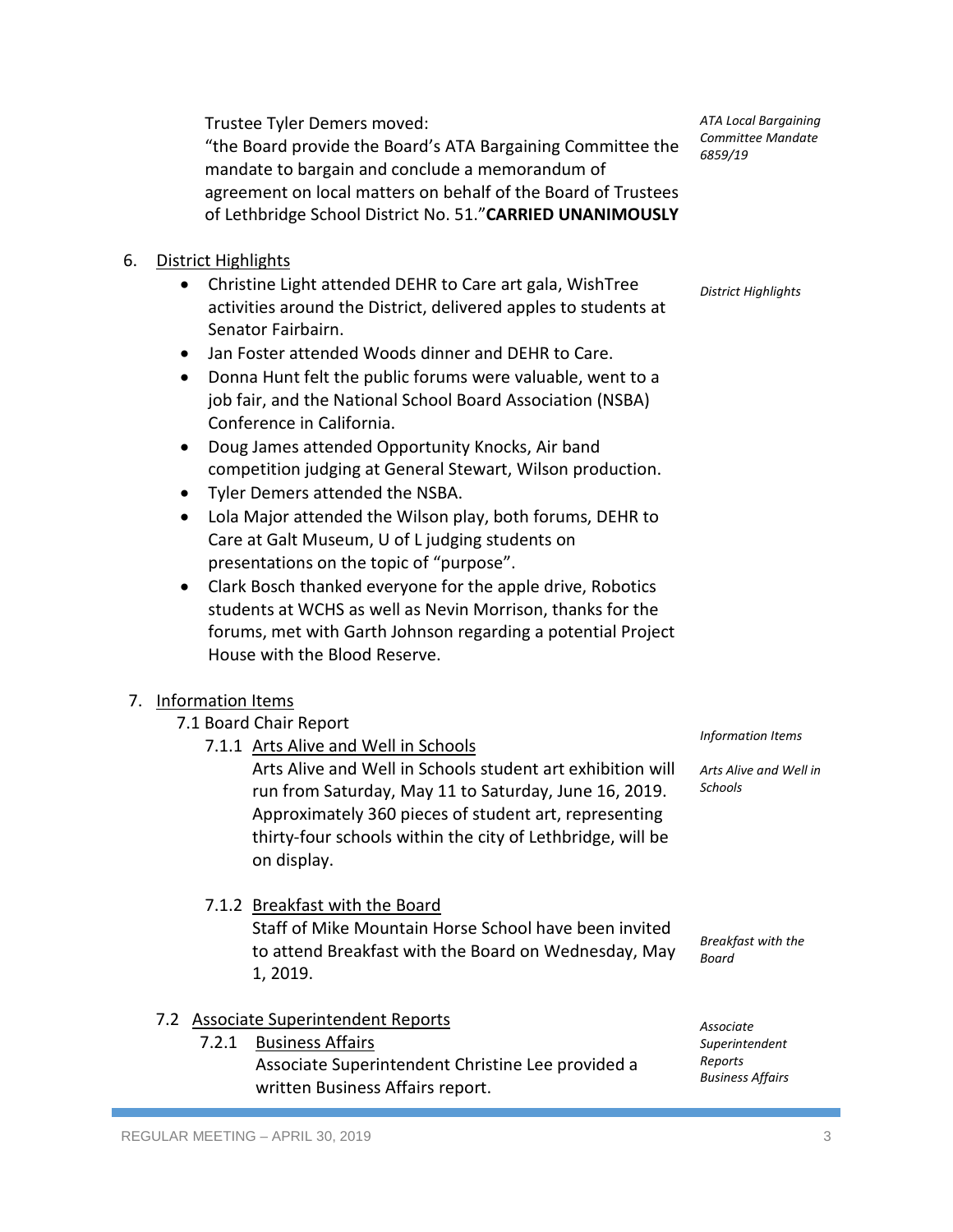*ATA Local Bargaining Committee Mandate 6859/19*

Trustee Tyler Demers moved:
"the Board provide the Board's ATA Bargaining Committee the mandate to bargain and conclude a memorandum of agreement on local matters on behalf of the Board of Trustees of Lethbridge School District No. 51."**CARRIED UNANIMOUSLY**

6. District Highlights

*District Highlights*

- Christine Light attended DEHR to Care art gala, WishTree activities around the District, delivered apples to students at Senator Fairbairn.
- Jan Foster attended Woods dinner and DEHR to Care.
- Donna Hunt felt the public forums were valuable, went to a job fair, and the National School Board Association (NSBA) Conference in California.
- Doug James attended Opportunity Knocks, Air band competition judging at General Stewart, Wilson production.
- Tyler Demers attended the NSBA.
- Lola Major attended the Wilson play, both forums, DEHR to Care at Galt Museum, U of L judging students on presentations on the topic of "purpose".
- Clark Bosch thanked everyone for the apple drive, Robotics students at WCHS as well as Nevin Morrison, thanks for the forums, met with Garth Johnson regarding a potential Project House with the Blood Reserve.

7. Information Items

*Information Items*

7.1 Board Chair Report

7.1.1 Arts Alive and Well in Schools

*Arts Alive and Well in Schools*

Arts Alive and Well in Schools student art exhibition will run from Saturday, May 11 to Saturday, June 16, 2019. Approximately 360 pieces of student art, representing thirty-four schools within the city of Lethbridge, will be on display.

7.1.2 Breakfast with the Board

*Breakfast with the Board*

Staff of Mike Mountain Horse School have been invited to attend Breakfast with the Board on Wednesday, May 1, 2019.

7.2 Associate Superintendent Reports

*Associate Superintendent Reports Business Affairs*

7.2.1 Business Affairs

Associate Superintendent Christine Lee provided a written Business Affairs report.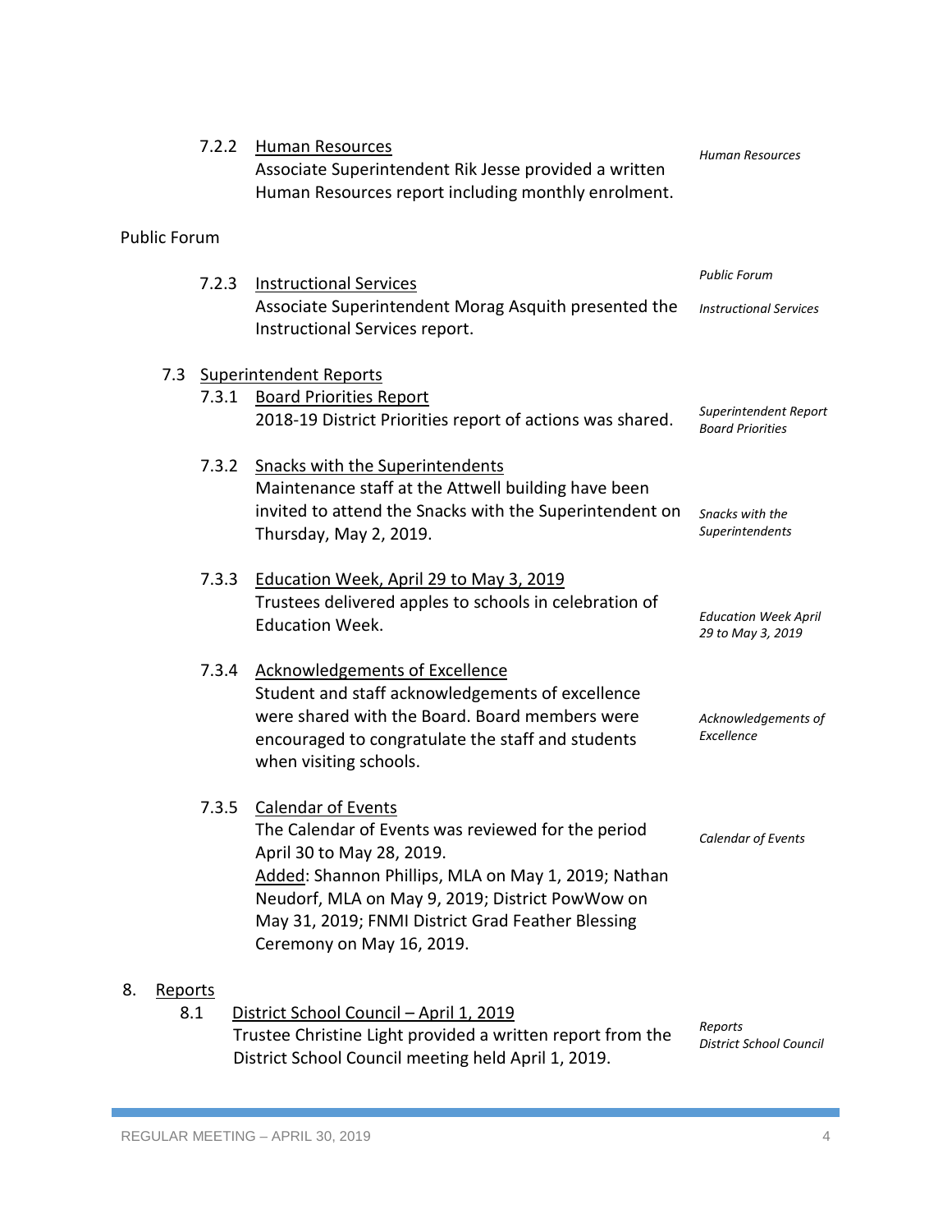7.2.2 Human Resources

Associate Superintendent Rik Jesse provided a written Human Resources report including monthly enrolment.

*Human Resources*

Public Forum

*Public Forum*

7.2.3 Instructional Services

Associate Superintendent Morag Asquith presented the Instructional Services report.

*Instructional Services*

7.3 Superintendent Reports

7.3.1 Board Priorities Report

2018-19 District Priorities report of actions was shared.

*Superintendent Report Board Priorities*

7.3.2 Snacks with the Superintendents

Maintenance staff at the Attwell building have been invited to attend the Snacks with the Superintendent on Thursday, May 2, 2019.

*Snacks with the Superintendents*

7.3.3 Education Week, April 29 to May 3, 2019

Trustees delivered apples to schools in celebration of Education Week.

*Education Week April 29 to May 3, 2019*

7.3.4 Acknowledgements of Excellence

Student and staff acknowledgements of excellence were shared with the Board. Board members were encouraged to congratulate the staff and students when visiting schools.

*Acknowledgements of Excellence*

7.3.5 Calendar of Events

The Calendar of Events was reviewed for the period April 30 to May 28, 2019.

Added: Shannon Phillips, MLA on May 1, 2019; Nathan Neudorf, MLA on May 9, 2019; District PowWow on May 31, 2019; FNMI District Grad Feather Blessing Ceremony on May 16, 2019.

*Calendar of Events*

8. Reports

8.1 District School Council – April 1, 2019

Trustee Christine Light provided a written report from the District School Council meeting held April 1, 2019.

*Reports District School Council*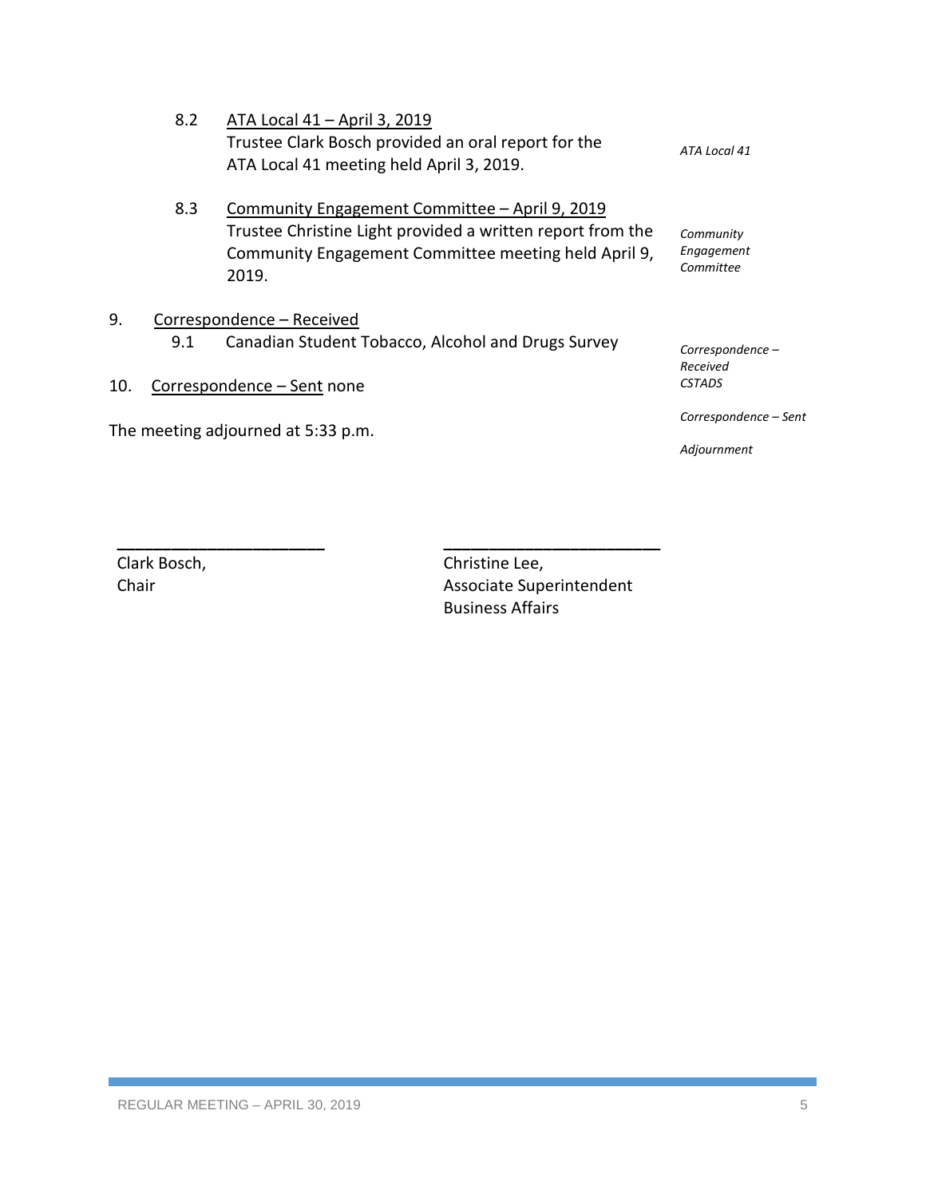8.2 ATA Local 41 – April 3, 2019
Trustee Clark Bosch provided an oral report for the ATA Local 41 meeting held April 3, 2019.

*ATA Local 41*

8.3 Community Engagement Committee – April 9, 2019
Trustee Christine Light provided a written report from the Community Engagement Committee meeting held April 9, 2019.

*Community Engagement Committee*

9. Correspondence – Received
   9.1 Canadian Student Tobacco, Alcohol and Drugs Survey

*Correspondence – Received CSTADS*

10. Correspondence – Sent none

*Correspondence – Sent*

The meeting adjourned at 5:33 p.m.

*Adjournment*

\_\_\_\_\_\_\_\_\_\_\_\_\_\_\_\_\_\_\_\_\_\_\_\_
Clark Bosch,
Chair

\_\_\_\_\_\_\_\_\_\_\_\_\_\_\_\_\_\_\_\_\_\_\_\_
Christine Lee,
Associate Superintendent
Business Affairs